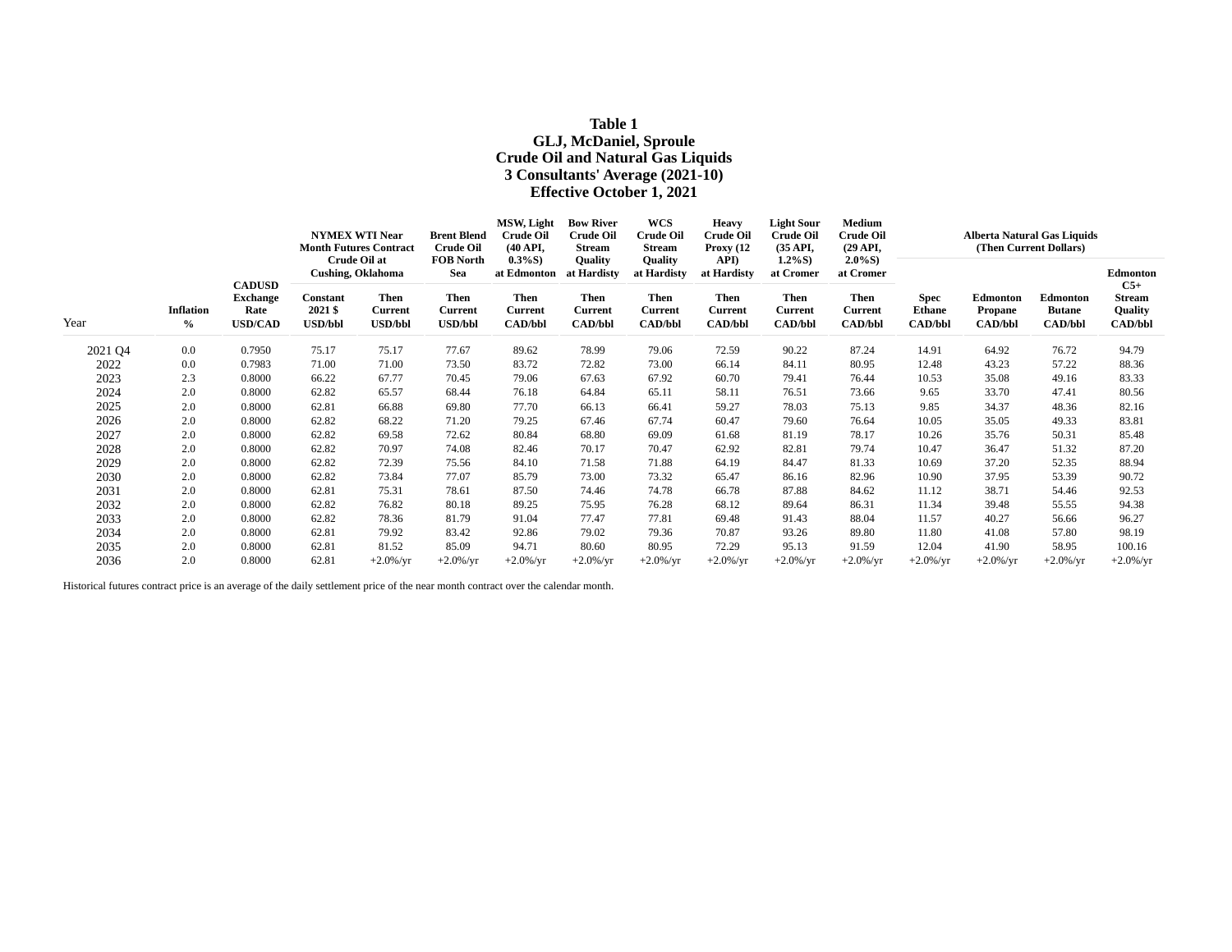# Table 1
## GLJ, McDaniel, Sproule
## Crude Oil and Natural Gas Liquids
## 3 Consultants' Average (2021-10)
## Effective October 1, 2021

| Year | Inflation % | CADUSD Exchange Rate USD/CAD | NYMEX WTI Near Month Futures Contract Crude Oil at Cushing, Oklahoma | | Brent Blend Crude Oil FOB North Sea | MSW, Light Crude Oil (40 API, 0.3%S) at Edmonton | Bow River Crude Oil Stream Quality at Hardisty | WCS Crude Oil Stream Quality at Hardisty | Heavy Crude Oil Proxy (12 API) at Hardisty | Light Sour Crude Oil (35 API, 1.2%S) at Cromer | Medium Crude Oil (29 API, 2.0%S) at Cromer | Alberta Natural Gas Liquids (Then Current Dollars) | | | |
|---|---|---|---|---|---|---|---|---|---|---|---|---|---|---|---|
| | | | Constant 2021 $ USD/bbl | Then Current USD/bbl | Then Current USD/bbl | Then Current CAD/bbl | Then Current CAD/bbl | Then Current CAD/bbl | Then Current CAD/bbl | Then Current CAD/bbl | Then Current CAD/bbl | Spec Ethane CAD/bbl | Edmonton Propane CAD/bbl | Edmonton Butane CAD/bbl | Edmonton C5+ Stream Quality CAD/bbl |
| 2021 Q4 | 0.0 | 0.7950 | 75.17 | 75.17 | 77.67 | 89.62 | 78.99 | 79.06 | 72.59 | 90.22 | 87.24 | 14.91 | 64.92 | 76.72 | 94.79 |
| 2022 | 0.0 | 0.7983 | 71.00 | 71.00 | 73.50 | 83.72 | 72.82 | 73.00 | 66.14 | 84.11 | 80.95 | 12.48 | 43.23 | 57.22 | 88.36 |
| 2023 | 2.3 | 0.8000 | 66.22 | 67.77 | 70.45 | 79.06 | 67.63 | 67.92 | 60.70 | 79.41 | 76.44 | 10.53 | 35.08 | 49.16 | 83.33 |
| 2024 | 2.0 | 0.8000 | 62.82 | 65.57 | 68.44 | 76.18 | 64.84 | 65.11 | 58.11 | 76.51 | 73.66 | 9.65 | 33.70 | 47.41 | 80.56 |
| 2025 | 2.0 | 0.8000 | 62.81 | 66.88 | 69.80 | 77.70 | 66.13 | 66.41 | 59.27 | 78.03 | 75.13 | 9.85 | 34.37 | 48.36 | 82.16 |
| 2026 | 2.0 | 0.8000 | 62.82 | 68.22 | 71.20 | 79.25 | 67.46 | 67.74 | 60.47 | 79.60 | 76.64 | 10.05 | 35.05 | 49.33 | 83.81 |
| 2027 | 2.0 | 0.8000 | 62.82 | 69.58 | 72.62 | 80.84 | 68.80 | 69.09 | 61.68 | 81.19 | 78.17 | 10.26 | 35.76 | 50.31 | 85.48 |
| 2028 | 2.0 | 0.8000 | 62.82 | 70.97 | 74.08 | 82.46 | 70.17 | 70.47 | 62.92 | 82.81 | 79.74 | 10.47 | 36.47 | 51.32 | 87.20 |
| 2029 | 2.0 | 0.8000 | 62.82 | 72.39 | 75.56 | 84.10 | 71.58 | 71.88 | 64.19 | 84.47 | 81.33 | 10.69 | 37.20 | 52.35 | 88.94 |
| 2030 | 2.0 | 0.8000 | 62.82 | 73.84 | 77.07 | 85.79 | 73.00 | 73.32 | 65.47 | 86.16 | 82.96 | 10.90 | 37.95 | 53.39 | 90.72 |
| 2031 | 2.0 | 0.8000 | 62.81 | 75.31 | 78.61 | 87.50 | 74.46 | 74.78 | 66.78 | 87.88 | 84.62 | 11.12 | 38.71 | 54.46 | 92.53 |
| 2032 | 2.0 | 0.8000 | 62.82 | 76.82 | 80.18 | 89.25 | 75.95 | 76.28 | 68.12 | 89.64 | 86.31 | 11.34 | 39.48 | 55.55 | 94.38 |
| 2033 | 2.0 | 0.8000 | 62.82 | 78.36 | 81.79 | 91.04 | 77.47 | 77.81 | 69.48 | 91.43 | 88.04 | 11.57 | 40.27 | 56.66 | 96.27 |
| 2034 | 2.0 | 0.8000 | 62.81 | 79.92 | 83.42 | 92.86 | 79.02 | 79.36 | 70.87 | 93.26 | 89.80 | 11.80 | 41.08 | 57.80 | 98.19 |
| 2035 | 2.0 | 0.8000 | 62.81 | 81.52 | 85.09 | 94.71 | 80.60 | 80.95 | 72.29 | 95.13 | 91.59 | 12.04 | 41.90 | 58.95 | 100.16 |
| 2036 | 2.0 | 0.8000 | 62.81 | +2.0%/yr | +2.0%/yr | +2.0%/yr | +2.0%/yr | +2.0%/yr | +2.0%/yr | +2.0%/yr | +2.0%/yr | +2.0%/yr | +2.0%/yr | +2.0%/yr | +2.0%/yr |

Historical futures contract price is an average of the daily settlement price of the near month contract over the calendar month.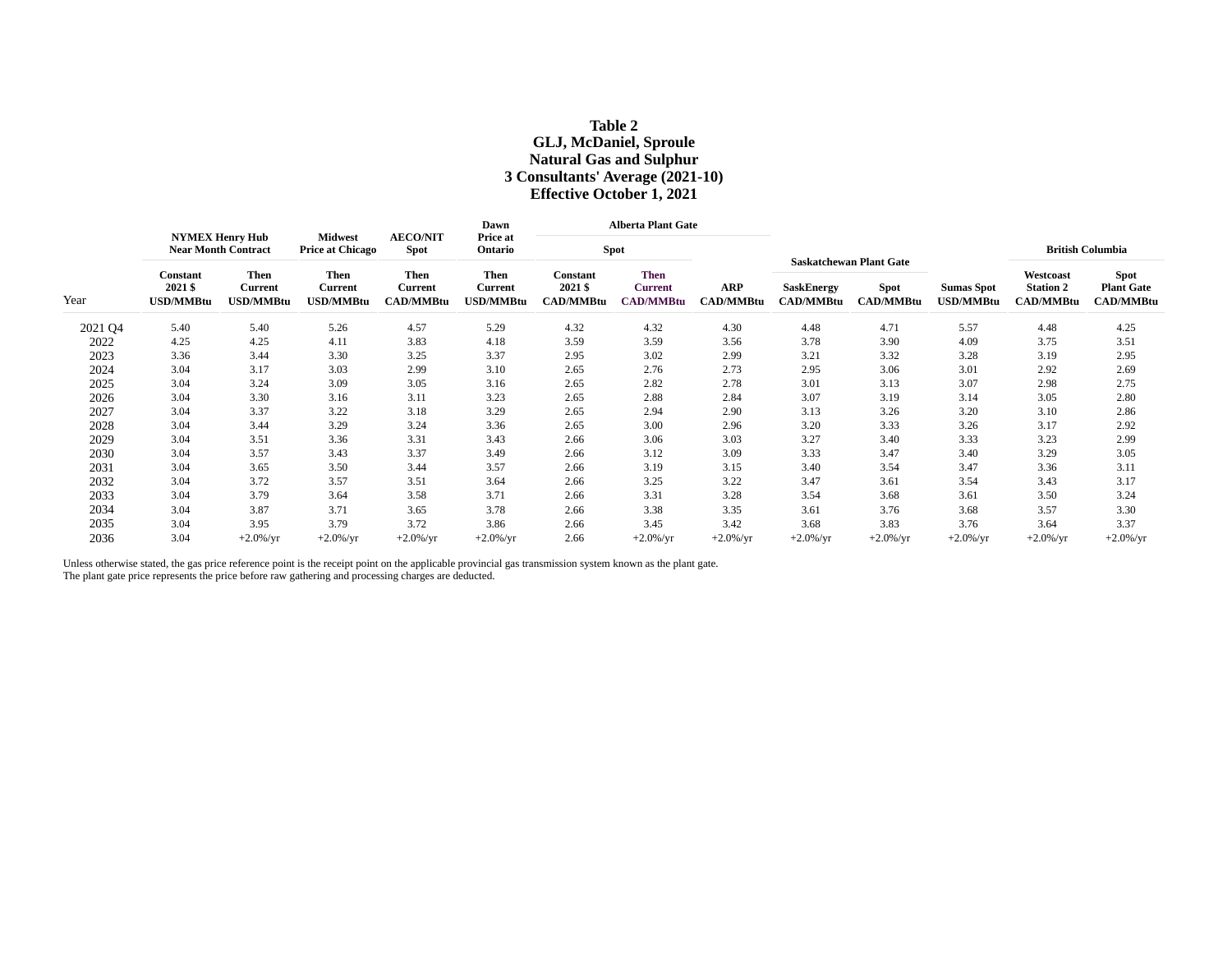**Table 2**
**GLJ, McDaniel, Sproule**
**Natural Gas and Sulphur**
**3 Consultants' Average (2021-10)**
**Effective October 1, 2021**

| Year | NYMEX Henry Hub Near Month Contract | | Midwest Price at Chicago | AECO/NIT Spot | Dawn Price at Ontario | Alberta Plant Gate | | | Saskatchewan Plant Gate | | Sumas Spot | British Columbia | |
|---|---|---|---|---|---|---|---|---|---|---|---|---|---|
| | | | | | | Spot | | | | | | | |
| | Constant 2021 $ USD/MMBtu | Then Current USD/MMBtu | Then Current USD/MMBtu | Then Current CAD/MMBtu | Then Current USD/MMBtu | Constant 2021 $ CAD/MMBtu | Then Current CAD/MMBtu | ARP CAD/MMBtu | SaskEnergy CAD/MMBtu | Spot CAD/MMBtu | Sumas Spot USD/MMBtu | Westcoast Station 2 CAD/MMBtu | Spot Plant Gate CAD/MMBtu |
| 2021 Q4 | 5.40 | 5.40 | 5.26 | 4.57 | 5.29 | 4.32 | 4.32 | 4.30 | 4.48 | 4.71 | 5.57 | 4.48 | 4.25 |
| 2022 | 4.25 | 4.25 | 4.11 | 3.83 | 4.18 | 3.59 | 3.59 | 3.56 | 3.78 | 3.90 | 4.09 | 3.75 | 3.51 |
| 2023 | 3.36 | 3.44 | 3.30 | 3.25 | 3.37 | 2.95 | 3.02 | 2.99 | 3.21 | 3.32 | 3.28 | 3.19 | 2.95 |
| 2024 | 3.04 | 3.17 | 3.03 | 2.99 | 3.10 | 2.65 | 2.76 | 2.73 | 2.95 | 3.06 | 3.01 | 2.92 | 2.69 |
| 2025 | 3.04 | 3.24 | 3.09 | 3.05 | 3.16 | 2.65 | 2.82 | 2.78 | 3.01 | 3.13 | 3.07 | 2.98 | 2.75 |
| 2026 | 3.04 | 3.30 | 3.16 | 3.11 | 3.23 | 2.65 | 2.88 | 2.84 | 3.07 | 3.19 | 3.14 | 3.05 | 2.80 |
| 2027 | 3.04 | 3.37 | 3.22 | 3.18 | 3.29 | 2.65 | 2.94 | 2.90 | 3.13 | 3.26 | 3.20 | 3.10 | 2.86 |
| 2028 | 3.04 | 3.44 | 3.29 | 3.24 | 3.36 | 2.65 | 3.00 | 2.96 | 3.20 | 3.33 | 3.26 | 3.17 | 2.92 |
| 2029 | 3.04 | 3.51 | 3.36 | 3.31 | 3.43 | 2.66 | 3.06 | 3.03 | 3.27 | 3.40 | 3.33 | 3.23 | 2.99 |
| 2030 | 3.04 | 3.57 | 3.43 | 3.37 | 3.49 | 2.66 | 3.12 | 3.09 | 3.33 | 3.47 | 3.40 | 3.29 | 3.05 |
| 2031 | 3.04 | 3.65 | 3.50 | 3.44 | 3.57 | 2.66 | 3.19 | 3.15 | 3.40 | 3.54 | 3.47 | 3.36 | 3.11 |
| 2032 | 3.04 | 3.72 | 3.57 | 3.51 | 3.64 | 2.66 | 3.25 | 3.22 | 3.47 | 3.61 | 3.54 | 3.43 | 3.17 |
| 2033 | 3.04 | 3.79 | 3.64 | 3.58 | 3.71 | 2.66 | 3.31 | 3.28 | 3.54 | 3.68 | 3.61 | 3.50 | 3.24 |
| 2034 | 3.04 | 3.87 | 3.71 | 3.65 | 3.78 | 2.66 | 3.38 | 3.35 | 3.61 | 3.76 | 3.68 | 3.57 | 3.30 |
| 2035 | 3.04 | 3.95 | 3.79 | 3.72 | 3.86 | 2.66 | 3.45 | 3.42 | 3.68 | 3.83 | 3.76 | 3.64 | 3.37 |
| 2036 | 3.04 | +2.0%/yr | +2.0%/yr | +2.0%/yr | +2.0%/yr | 2.66 | +2.0%/yr | +2.0%/yr | +2.0%/yr | +2.0%/yr | +2.0%/yr | +2.0%/yr | +2.0%/yr |

Unless otherwise stated, the gas price reference point is the receipt point on the applicable provincial gas transmission system known as the plant gate.
The plant gate price represents the price before raw gathering and processing charges are deducted.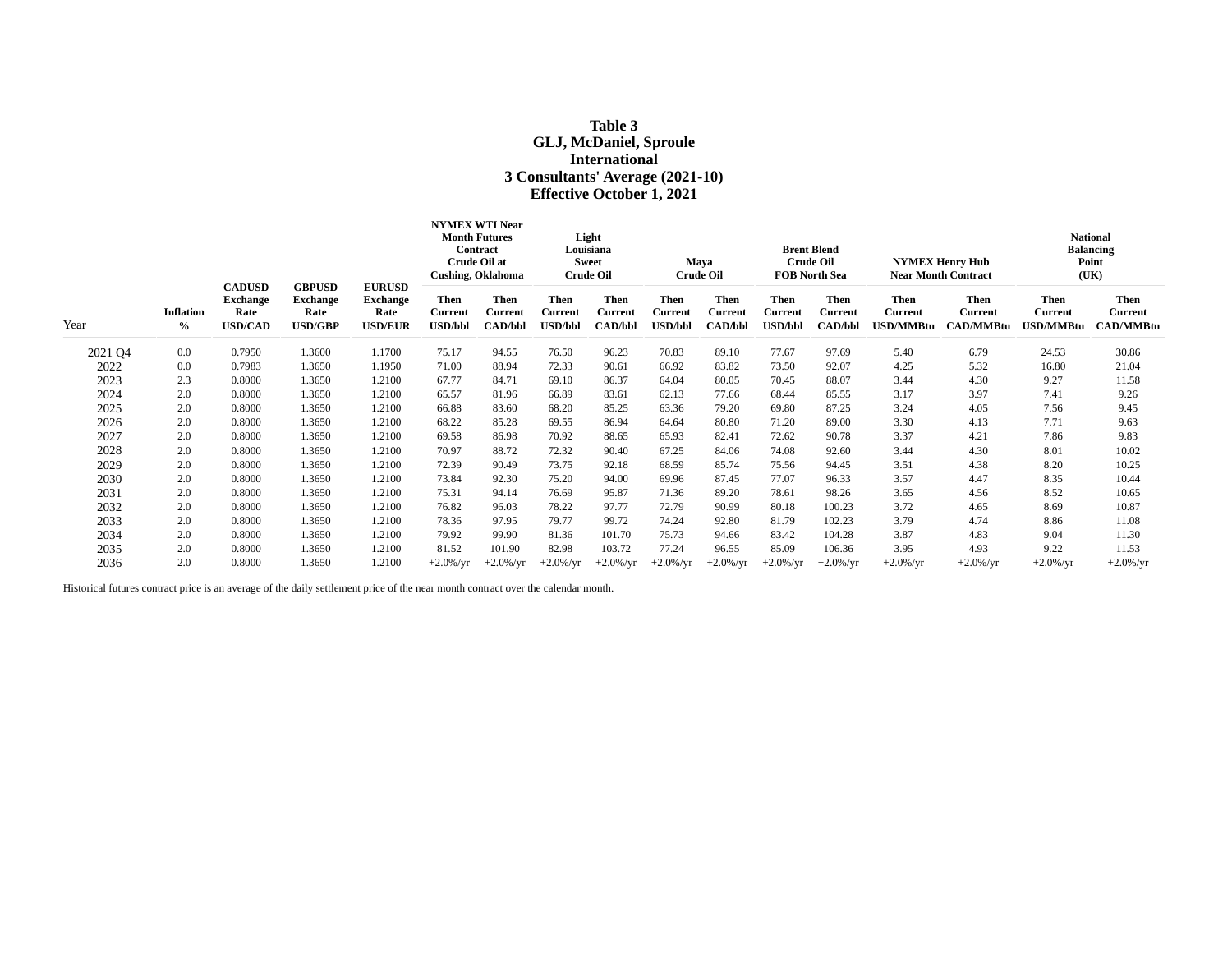# Table 3
## GLJ, McDaniel, Sproule International
## 3 Consultants' Average (2021-10)
## Effective October 1, 2021

| | | | | | NYMEX WTI Near Month Futures Contract Crude Oil at Cushing, Oklahoma | | Light Louisiana Sweet Crude Oil | | Maya Crude Oil | | Brent Blend Crude Oil FOB North Sea | | NYMEX Henry Hub Near Month Contract | | National Balancing Point (UK) | |
|---|---|---|---|---|---|---|---|---|---|---|---|---|---|---|---|---|
| Year | Inflation % | CADUSD Exchange Rate USD/CAD | GBPUSD Exchange Rate USD/GBP | EURUSD Exchange Rate USD/EUR | Then Current USD/bbl | Then Current CAD/bbl | Then Current USD/bbl | Then Current CAD/bbl | Then Current USD/bbl | Then Current CAD/bbl | Then Current USD/bbl | Then Current CAD/bbl | Then Current USD/MMBtu | Then Current CAD/MMBtu | Then Current USD/MMBtu | Then Current CAD/MMBtu |
| 2021 Q4 | 0.0 | 0.7950 | 1.3600 | 1.1700 | 75.17 | 94.55 | 76.50 | 96.23 | 70.83 | 89.10 | 77.67 | 97.69 | 5.40 | 6.79 | 24.53 | 30.86 |
| 2022 | 0.0 | 0.7983 | 1.3650 | 1.1950 | 71.00 | 88.94 | 72.33 | 90.61 | 66.92 | 83.82 | 73.50 | 92.07 | 4.25 | 5.32 | 16.80 | 21.04 |
| 2023 | 2.3 | 0.8000 | 1.3650 | 1.2100 | 67.77 | 84.71 | 69.10 | 86.37 | 64.04 | 80.05 | 70.45 | 88.07 | 3.44 | 4.30 | 9.27 | 11.58 |
| 2024 | 2.0 | 0.8000 | 1.3650 | 1.2100 | 65.57 | 81.96 | 66.89 | 83.61 | 62.13 | 77.66 | 68.44 | 85.55 | 3.17 | 3.97 | 7.41 | 9.26 |
| 2025 | 2.0 | 0.8000 | 1.3650 | 1.2100 | 66.88 | 83.60 | 68.20 | 85.25 | 63.36 | 79.20 | 69.80 | 87.25 | 3.24 | 4.05 | 7.56 | 9.45 |
| 2026 | 2.0 | 0.8000 | 1.3650 | 1.2100 | 68.22 | 85.28 | 69.55 | 86.94 | 64.64 | 80.80 | 71.20 | 89.00 | 3.30 | 4.13 | 7.71 | 9.63 |
| 2027 | 2.0 | 0.8000 | 1.3650 | 1.2100 | 69.58 | 86.98 | 70.92 | 88.65 | 65.93 | 82.41 | 72.62 | 90.78 | 3.37 | 4.21 | 7.86 | 9.83 |
| 2028 | 2.0 | 0.8000 | 1.3650 | 1.2100 | 70.97 | 88.72 | 72.32 | 90.40 | 67.25 | 84.06 | 74.08 | 92.60 | 3.44 | 4.30 | 8.01 | 10.02 |
| 2029 | 2.0 | 0.8000 | 1.3650 | 1.2100 | 72.39 | 90.49 | 73.75 | 92.18 | 68.59 | 85.74 | 75.56 | 94.45 | 3.51 | 4.38 | 8.20 | 10.25 |
| 2030 | 2.0 | 0.8000 | 1.3650 | 1.2100 | 73.84 | 92.30 | 75.20 | 94.00 | 69.96 | 87.45 | 77.07 | 96.33 | 3.57 | 4.47 | 8.35 | 10.44 |
| 2031 | 2.0 | 0.8000 | 1.3650 | 1.2100 | 75.31 | 94.14 | 76.69 | 95.87 | 71.36 | 89.20 | 78.61 | 98.26 | 3.65 | 4.56 | 8.52 | 10.65 |
| 2032 | 2.0 | 0.8000 | 1.3650 | 1.2100 | 76.82 | 96.03 | 78.22 | 97.77 | 72.79 | 90.99 | 80.18 | 100.23 | 3.72 | 4.65 | 8.69 | 10.87 |
| 2033 | 2.0 | 0.8000 | 1.3650 | 1.2100 | 78.36 | 97.95 | 79.77 | 99.72 | 74.24 | 92.80 | 81.79 | 102.23 | 3.79 | 4.74 | 8.86 | 11.08 |
| 2034 | 2.0 | 0.8000 | 1.3650 | 1.2100 | 79.92 | 99.90 | 81.36 | 101.70 | 75.73 | 94.66 | 83.42 | 104.28 | 3.87 | 4.83 | 9.04 | 11.30 |
| 2035 | 2.0 | 0.8000 | 1.3650 | 1.2100 | 81.52 | 101.90 | 82.98 | 103.72 | 77.24 | 96.55 | 85.09 | 106.36 | 3.95 | 4.93 | 9.22 | 11.53 |
| 2036 | 2.0 | 0.8000 | 1.3650 | 1.2100 | +2.0%/yr | +2.0%/yr | +2.0%/yr | +2.0%/yr | +2.0%/yr | +2.0%/yr | +2.0%/yr | +2.0%/yr | +2.0%/yr | +2.0%/yr | +2.0%/yr | +2.0%/yr |

Historical futures contract price is an average of the daily settlement price of the near month contract over the calendar month.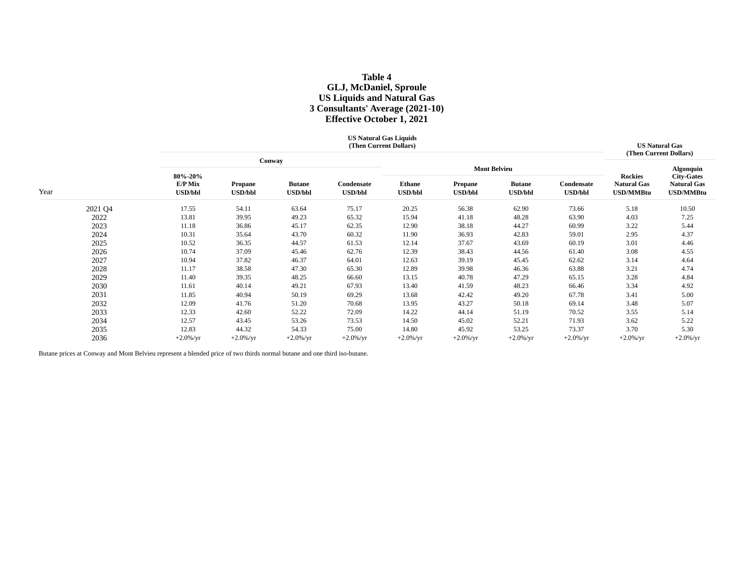# Table 4
## GLJ, McDaniel, Sproule
## US Liquids and Natural Gas
## 3 Consultants' Average (2021-10)
## Effective October 1, 2021

| Year | US Natural Gas Liquids (Then Current Dollars) | | | | | | | | US Natural Gas (Then Current Dollars) | |
|---|---|---|---|---|---|---|---|---|---|---|
| | Conway | | | | Mont Belvieu | | | | | |
| | 80%-20% E/P Mix USD/bbl | Propane USD/bbl | Butane USD/bbl | Condensate USD/bbl | Ethane USD/bbl | Propane USD/bbl | Butane USD/bbl | Condensate USD/bbl | Rockies Natural Gas USD/MMBtu | Algonquin City-Gates Natural Gas USD/MMBtu |
| 2021 Q4 | 17.55 | 54.11 | 63.64 | 75.17 | 20.25 | 56.38 | 62.90 | 73.66 | 5.18 | 10.50 |
| 2022 | 13.81 | 39.95 | 49.23 | 65.32 | 15.94 | 41.18 | 48.28 | 63.90 | 4.03 | 7.25 |
| 2023 | 11.18 | 36.86 | 45.17 | 62.35 | 12.90 | 38.18 | 44.27 | 60.99 | 3.22 | 5.44 |
| 2024 | 10.31 | 35.64 | 43.70 | 60.32 | 11.90 | 36.93 | 42.83 | 59.01 | 2.95 | 4.37 |
| 2025 | 10.52 | 36.35 | 44.57 | 61.53 | 12.14 | 37.67 | 43.69 | 60.19 | 3.01 | 4.46 |
| 2026 | 10.74 | 37.09 | 45.46 | 62.76 | 12.39 | 38.43 | 44.56 | 61.40 | 3.08 | 4.55 |
| 2027 | 10.94 | 37.82 | 46.37 | 64.01 | 12.63 | 39.19 | 45.45 | 62.62 | 3.14 | 4.64 |
| 2028 | 11.17 | 38.58 | 47.30 | 65.30 | 12.89 | 39.98 | 46.36 | 63.88 | 3.21 | 4.74 |
| 2029 | 11.40 | 39.35 | 48.25 | 66.60 | 13.15 | 40.78 | 47.29 | 65.15 | 3.28 | 4.84 |
| 2030 | 11.61 | 40.14 | 49.21 | 67.93 | 13.40 | 41.59 | 48.23 | 66.46 | 3.34 | 4.92 |
| 2031 | 11.85 | 40.94 | 50.19 | 69.29 | 13.68 | 42.42 | 49.20 | 67.78 | 3.41 | 5.00 |
| 2032 | 12.09 | 41.76 | 51.20 | 70.68 | 13.95 | 43.27 | 50.18 | 69.14 | 3.48 | 5.07 |
| 2033 | 12.33 | 42.60 | 52.22 | 72.09 | 14.22 | 44.14 | 51.19 | 70.52 | 3.55 | 5.14 |
| 2034 | 12.57 | 43.45 | 53.26 | 73.53 | 14.50 | 45.02 | 52.21 | 71.93 | 3.62 | 5.22 |
| 2035 | 12.83 | 44.32 | 54.33 | 75.00 | 14.80 | 45.92 | 53.25 | 73.37 | 3.70 | 5.30 |
| 2036 | +2.0%/yr | +2.0%/yr | +2.0%/yr | +2.0%/yr | +2.0%/yr | +2.0%/yr | +2.0%/yr | +2.0%/yr | +2.0%/yr | +2.0%/yr |

Butane prices at Conway and Mont Belvieu represent a blended price of two thirds normal butane and one third iso-butane.